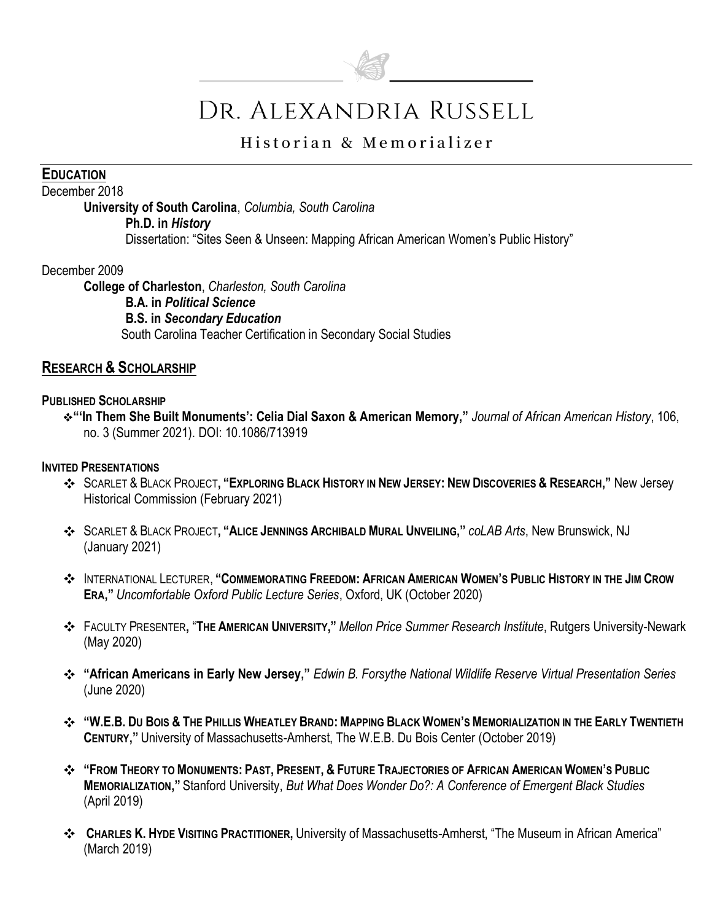# Dr. Alexandria Russell

Historian & Memorializer

## EDUCATION

December 2018

**University of South Carolina**, *Columbia, South Carolina*

**Ph.D. in *History***

Dissertation: "Sites Seen & Unseen: Mapping African American Women's Public History"

December 2009

**College of Charleston**, *Charleston, South Carolina*

**B.A. in *Political Science***

**B.S. in *Secondary Education***

South Carolina Teacher Certification in Secondary Social Studies

## RESEARCH & SCHOLARSHIP

### PUBLISHED SCHOLARSHIP

- **"'In Them She Built Monuments': Celia Dial Saxon & American Memory,"** *Journal of African American History*, 106, no. 3 (Summer 2021). DOI: 10.1086/713919

### INVITED PRESENTATIONS

- SCARLET & BLACK PROJECT**, "EXPLORING BLACK HISTORY IN NEW JERSEY: NEW DISCOVERIES & RESEARCH,"** New Jersey Historical Commission (February 2021)
- SCARLET & BLACK PROJECT**, "ALICE JENNINGS ARCHIBALD MURAL UNVEILING,"** *coLAB Arts*, New Brunswick, NJ (January 2021)
- INTERNATIONAL LECTURER, **"COMMEMORATING FREEDOM: AFRICAN AMERICAN WOMEN'S PUBLIC HISTORY IN THE JIM CROW ERA,"** *Uncomfortable Oxford Public Lecture Series*, Oxford, UK (October 2020)
- FACULTY PRESENTER, "**THE AMERICAN UNIVERSITY,"** *Mellon Price Summer Research Institute*, Rutgers University-Newark (May 2020)
- **"African Americans in Early New Jersey,"** *Edwin B. Forsythe National Wildlife Reserve Virtual Presentation Series* (June 2020)
- **"W.E.B. DU BOIS & THE PHILLIS WHEATLEY BRAND: MAPPING BLACK WOMEN'S MEMORIALIZATION IN THE EARLY TWENTIETH CENTURY,"** University of Massachusetts-Amherst, The W.E.B. Du Bois Center (October 2019)
- **"FROM THEORY TO MONUMENTS: PAST, PRESENT, & FUTURE TRAJECTORIES OF AFRICAN AMERICAN WOMEN'S PUBLIC MEMORIALIZATION,"** Stanford University, *But What Does Wonder Do?: A Conference of Emergent Black Studies* (April 2019)
- **CHARLES K. HYDE VISITING PRACTITIONER,** University of Massachusetts-Amherst, "The Museum in African America" (March 2019)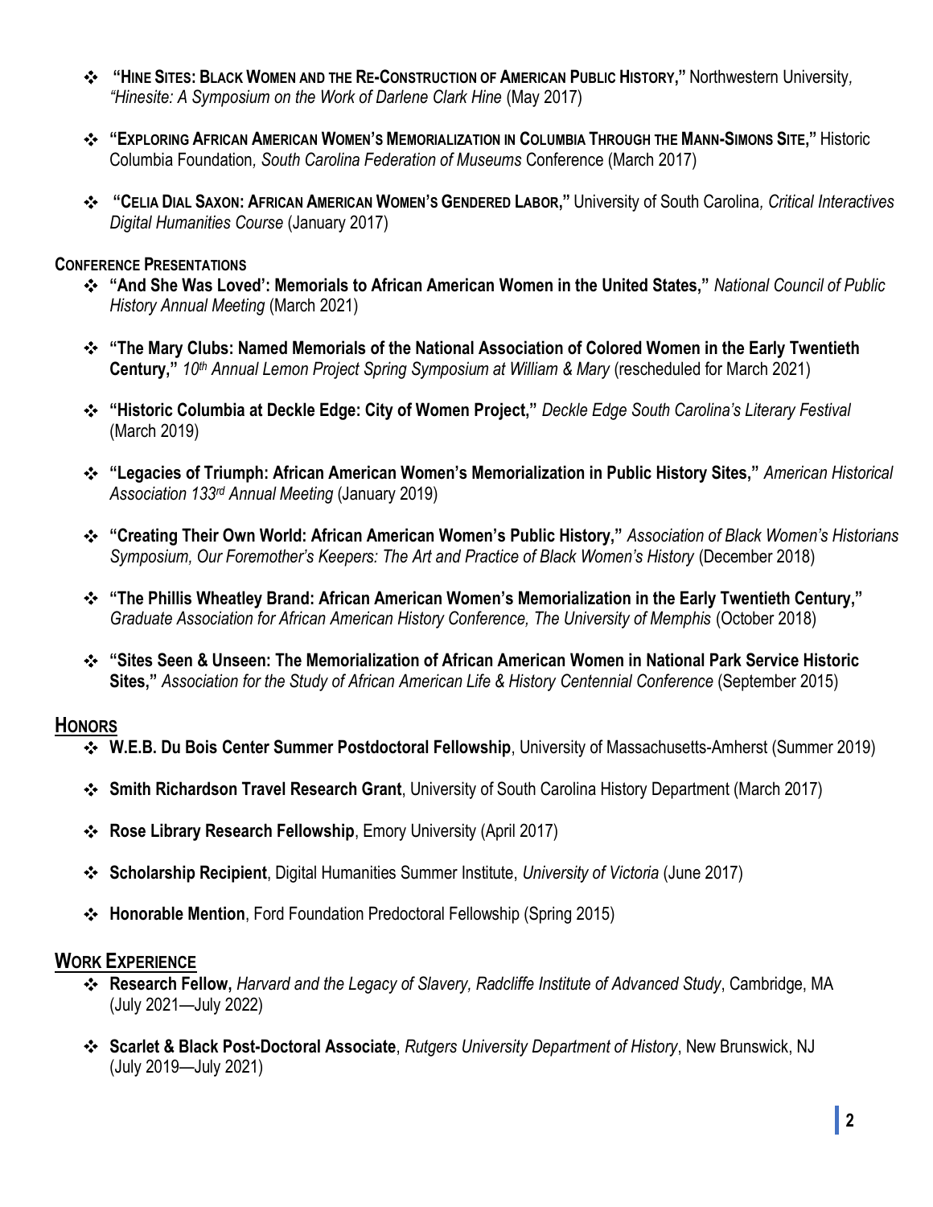- **"HINE SITES: BLACK WOMEN AND THE RE-CONSTRUCTION OF AMERICAN PUBLIC HISTORY,"** Northwestern University, *"Hinesite: A Symposium on the Work of Darlene Clark Hine* (May 2017)

- **"EXPLORING AFRICAN AMERICAN WOMEN'S MEMORIALIZATION IN COLUMBIA THROUGH THE MANN-SIMONS SITE,"** Historic Columbia Foundation*, South Carolina Federation of Museums* Conference (March 2017)

- **"CELIA DIAL SAXON: AFRICAN AMERICAN WOMEN'S GENDERED LABOR,"** University of South Carolina*, Critical Interactives Digital Humanities Course* (January 2017)

**CONFERENCE PRESENTATIONS**

- **"And She Was Loved': Memorials to African American Women in the United States,"** *National Council of Public History Annual Meeting* (March 2021)

- **"The Mary Clubs: Named Memorials of the National Association of Colored Women in the Early Twentieth Century,"** *10th Annual Lemon Project Spring Symposium at William & Mary* (rescheduled for March 2021)

- **"Historic Columbia at Deckle Edge: City of Women Project,"** *Deckle Edge South Carolina's Literary Festival* (March 2019)

- **"Legacies of Triumph: African American Women's Memorialization in Public History Sites,"** *American Historical Association 133rd Annual Meeting* (January 2019)

- **"Creating Their Own World: African American Women's Public History,"** *Association of Black Women's Historians Symposium, Our Foremother's Keepers: The Art and Practice of Black Women's History* (December 2018)

- **"The Phillis Wheatley Brand: African American Women's Memorialization in the Early Twentieth Century,"** *Graduate Association for African American History Conference, The University of Memphis* (October 2018)

- **"Sites Seen & Unseen: The Memorialization of African American Women in National Park Service Historic Sites,"** *Association for the Study of African American Life & History Centennial Conference* (September 2015)

## HONORS

- **W.E.B. Du Bois Center Summer Postdoctoral Fellowship**, University of Massachusetts-Amherst (Summer 2019)

- **Smith Richardson Travel Research Grant**, University of South Carolina History Department (March 2017)

- **Rose Library Research Fellowship**, Emory University (April 2017)

- **Scholarship Recipient**, Digital Humanities Summer Institute, *University of Victoria* (June 2017)

- **Honorable Mention**, Ford Foundation Predoctoral Fellowship (Spring 2015)

## WORK EXPERIENCE

- **Research Fellow,** *Harvard and the Legacy of Slavery, Radcliffe Institute of Advanced Study*, Cambridge, MA (July 2021—July 2022)

- **Scarlet & Black Post-Doctoral Associate**, *Rutgers University Department of History*, New Brunswick, NJ (July 2019—July 2021)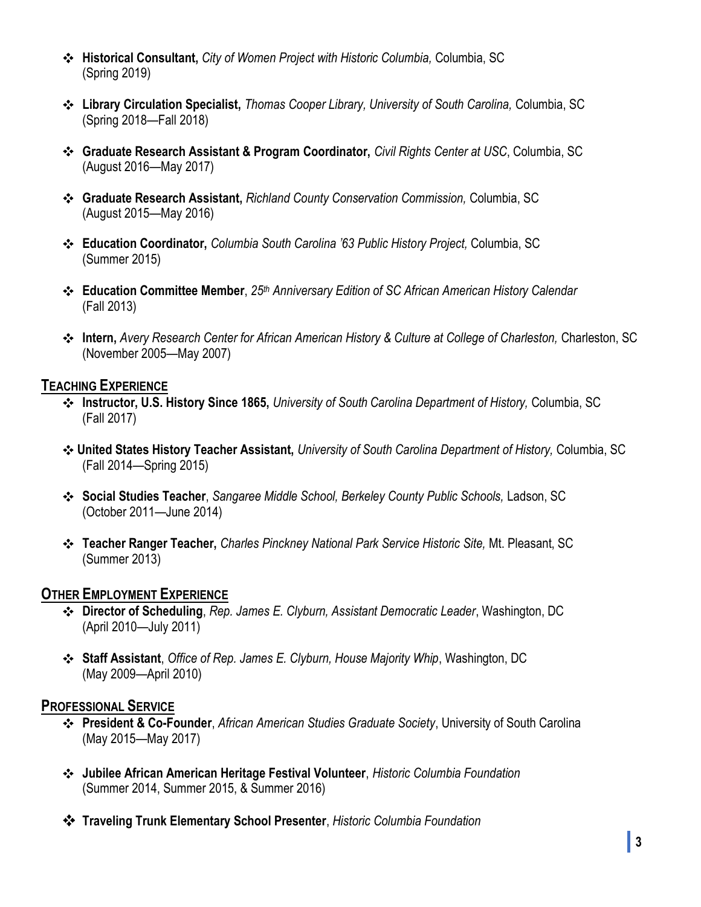- **Historical Consultant,** *City of Women Project with Historic Columbia,* Columbia, SC
(Spring 2019)

- **Library Circulation Specialist,** *Thomas Cooper Library, University of South Carolina,* Columbia, SC
(Spring 2018—Fall 2018)

- **Graduate Research Assistant & Program Coordinator,** *Civil Rights Center at USC*, Columbia, SC
(August 2016—May 2017)

- **Graduate Research Assistant,** *Richland County Conservation Commission,* Columbia, SC
(August 2015—May 2016)

- **Education Coordinator,** *Columbia South Carolina '63 Public History Project,* Columbia, SC
(Summer 2015)

- **Education Committee Member**, *25th Anniversary Edition of SC African American History Calendar*
(Fall 2013)

- **Intern,** *Avery Research Center for African American History & Culture at College of Charleston,* Charleston, SC
(November 2005—May 2007)

## Teaching Experience

- **Instructor, U.S. History Since 1865,** *University of South Carolina Department of History,* Columbia, SC
(Fall 2017)

- **United States History Teacher Assistant,** *University of South Carolina Department of History,* Columbia, SC
(Fall 2014—Spring 2015)

- **Social Studies Teacher**, *Sangaree Middle School, Berkeley County Public Schools,* Ladson, SC
(October 2011—June 2014)

- **Teacher Ranger Teacher,** *Charles Pinckney National Park Service Historic Site,* Mt. Pleasant, SC
(Summer 2013)

## Other Employment Experience

- **Director of Scheduling**, *Rep. James E. Clyburn, Assistant Democratic Leader*, Washington, DC
(April 2010—July 2011)

- **Staff Assistant**, *Office of Rep. James E. Clyburn, House Majority Whip*, Washington, DC
(May 2009—April 2010)

## Professional Service

- **President & Co-Founder**, *African American Studies Graduate Society*, University of South Carolina
(May 2015—May 2017)

- **Jubilee African American Heritage Festival Volunteer**, *Historic Columbia Foundation*
(Summer 2014, Summer 2015, & Summer 2016)

- **Traveling Trunk Elementary School Presenter**, *Historic Columbia Foundation*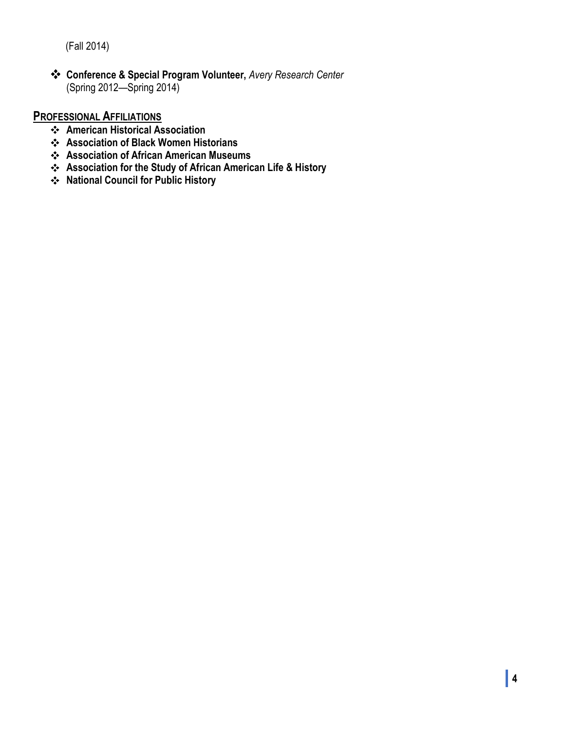(Fall 2014)

- **Conference & Special Program Volunteer,** *Avery Research Center*
  (Spring 2012—Spring 2014)

## PROFESSIONAL AFFILIATIONS

- **American Historical Association**
- **Association of Black Women Historians**
- **Association of African American Museums**
- **Association for the Study of African American Life & History**
- **National Council for Public History**